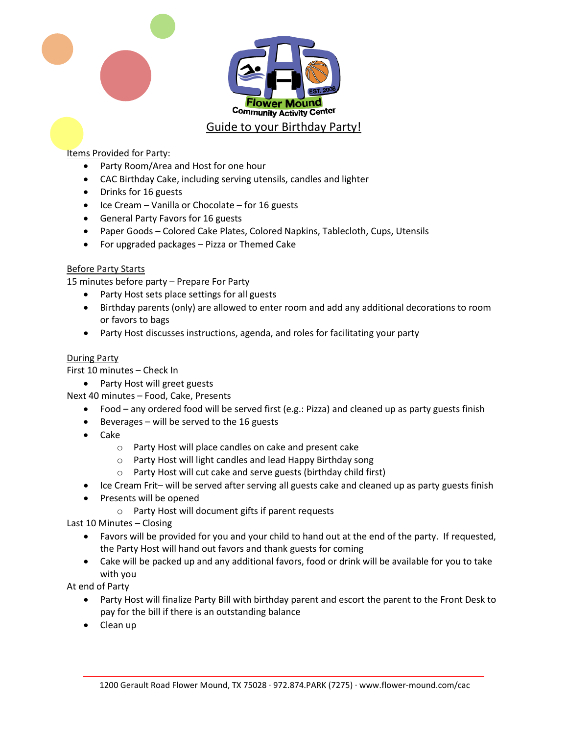Flower Mound Community Activity Center

# Guide to your Birthday Party!

## Items Provided for Party:

- Party Room/Area and Host for one hour
- CAC Birthday Cake, including serving utensils, candles and lighter
- Drinks for 16 guests
- Ice Cream – Vanilla or Chocolate – for 16 guests
- General Party Favors for 16 guests
- Paper Goods – Colored Cake Plates, Colored Napkins, Tablecloth, Cups, Utensils
- For upgraded packages – Pizza or Themed Cake

## Before Party Starts

15 minutes before party – Prepare For Party

- Party Host sets place settings for all guests
- Birthday parents (only) are allowed to enter room and add any additional decorations to room or favors to bags
- Party Host discusses instructions, agenda, and roles for facilitating your party

## During Party

First 10 minutes – Check In

- Party Host will greet guests

Next 40 minutes – Food, Cake, Presents

- Food – any ordered food will be served first (e.g.: Pizza) and cleaned up as party guests finish
- Beverages – will be served to the 16 guests
- Cake
  - Party Host will place candles on cake and present cake
  - Party Host will light candles and lead Happy Birthday song
  - Party Host will cut cake and serve guests (birthday child first)
- Ice Cream Frit– will be served after serving all guests cake and cleaned up as party guests finish
- Presents will be opened
  - Party Host will document gifts if parent requests

Last 10 Minutes – Closing

- Favors will be provided for you and your child to hand out at the end of the party. If requested, the Party Host will hand out favors and thank guests for coming
- Cake will be packed up and any additional favors, food or drink will be available for you to take with you

At end of Party

- Party Host will finalize Party Bill with birthday parent and escort the parent to the Front Desk to pay for the bill if there is an outstanding balance
- Clean up

1200 Gerault Road Flower Mound, TX 75028 · 972.874.PARK (7275) · www.flower-mound.com/cac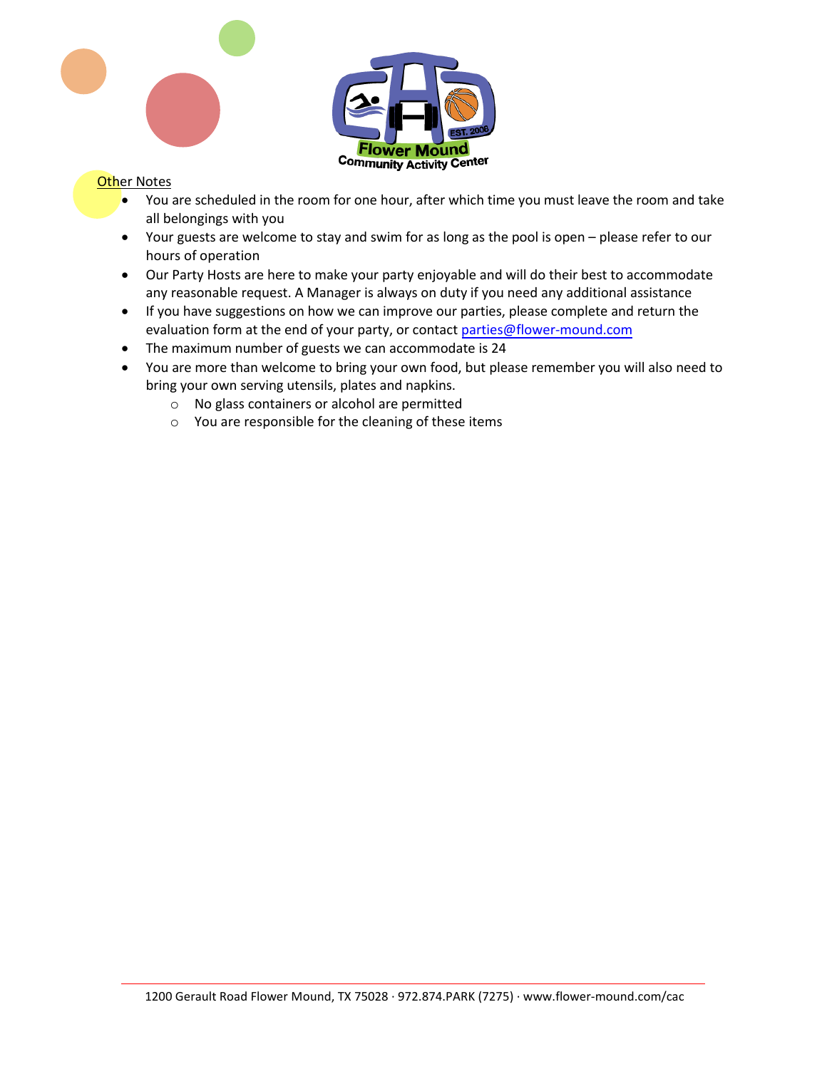Other Notes

- You are scheduled in the room for one hour, after which time you must leave the room and take all belongings with you
- Your guests are welcome to stay and swim for as long as the pool is open – please refer to our hours of operation
- Our Party Hosts are here to make your party enjoyable and will do their best to accommodate any reasonable request. A Manager is always on duty if you need any additional assistance
- If you have suggestions on how we can improve our parties, please complete and return the evaluation form at the end of your party, or contact parties@flower-mound.com
- The maximum number of guests we can accommodate is 24
- You are more than welcome to bring your own food, but please remember you will also need to bring your own serving utensils, plates and napkins.
  - No glass containers or alcohol are permitted
  - You are responsible for the cleaning of these items